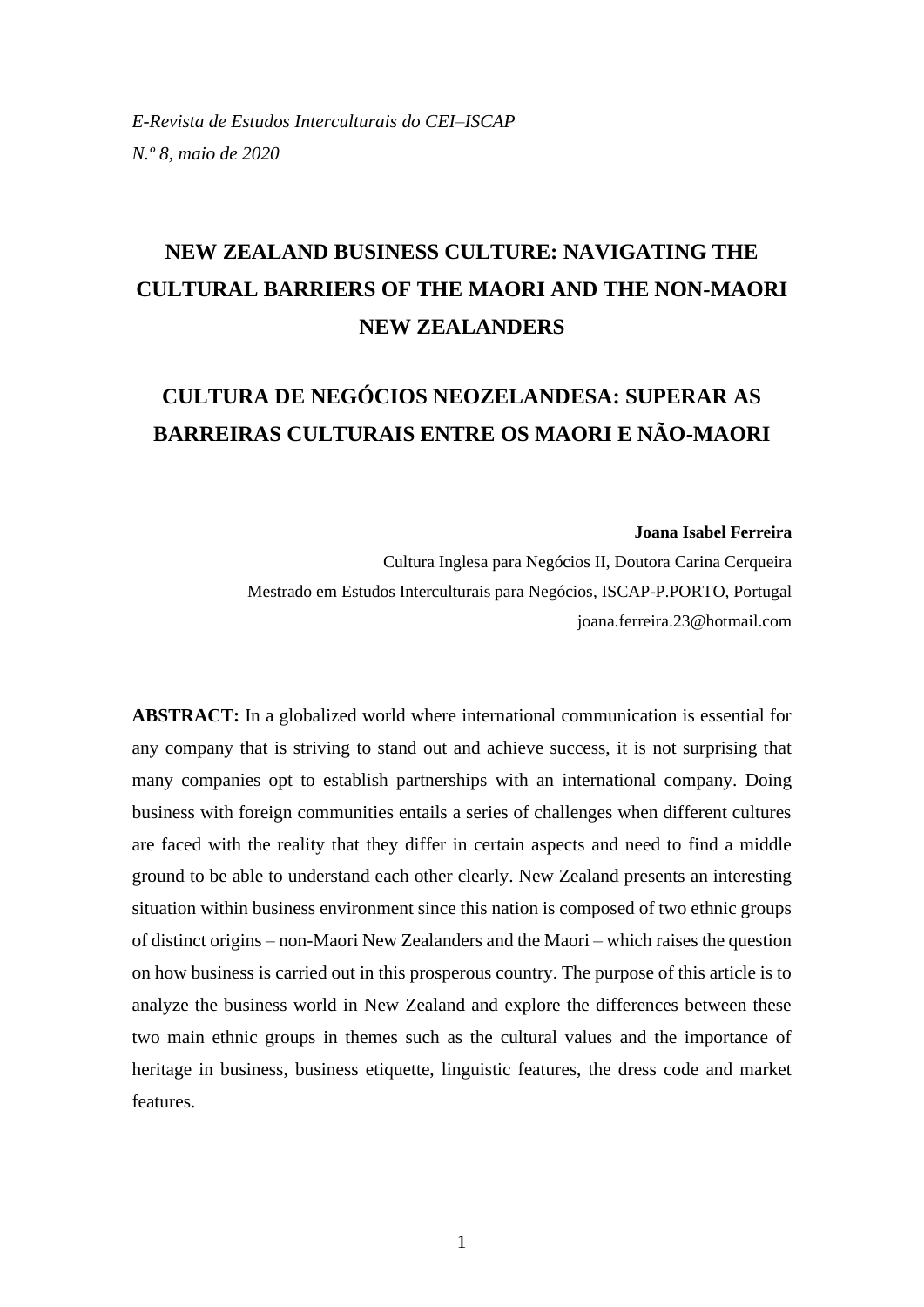*E-Revista de Estudos Interculturais do CEI–ISCAP*
*N.º 8, maio de 2020*

# NEW ZEALAND BUSINESS CULTURE: NAVIGATING THE CULTURAL BARRIERS OF THE MAORI AND THE NON-MAORI NEW ZEALANDERS

# CULTURA DE NEGÓCIOS NEOZELANDESA: SUPERAR AS BARREIRAS CULTURAIS ENTRE OS MAORI E NÃO-MAORI

**Joana Isabel Ferreira**
Cultura Inglesa para Negócios II, Doutora Carina Cerqueira
Mestrado em Estudos Interculturais para Negócios, ISCAP-P.PORTO, Portugal
joana.ferreira.23@hotmail.com

**ABSTRACT:** In a globalized world where international communication is essential for any company that is striving to stand out and achieve success, it is not surprising that many companies opt to establish partnerships with an international company. Doing business with foreign communities entails a series of challenges when different cultures are faced with the reality that they differ in certain aspects and need to find a middle ground to be able to understand each other clearly. New Zealand presents an interesting situation within business environment since this nation is composed of two ethnic groups of distinct origins – non-Maori New Zealanders and the Maori – which raises the question on how business is carried out in this prosperous country. The purpose of this article is to analyze the business world in New Zealand and explore the differences between these two main ethnic groups in themes such as the cultural values and the importance of heritage in business, business etiquette, linguistic features, the dress code and market features.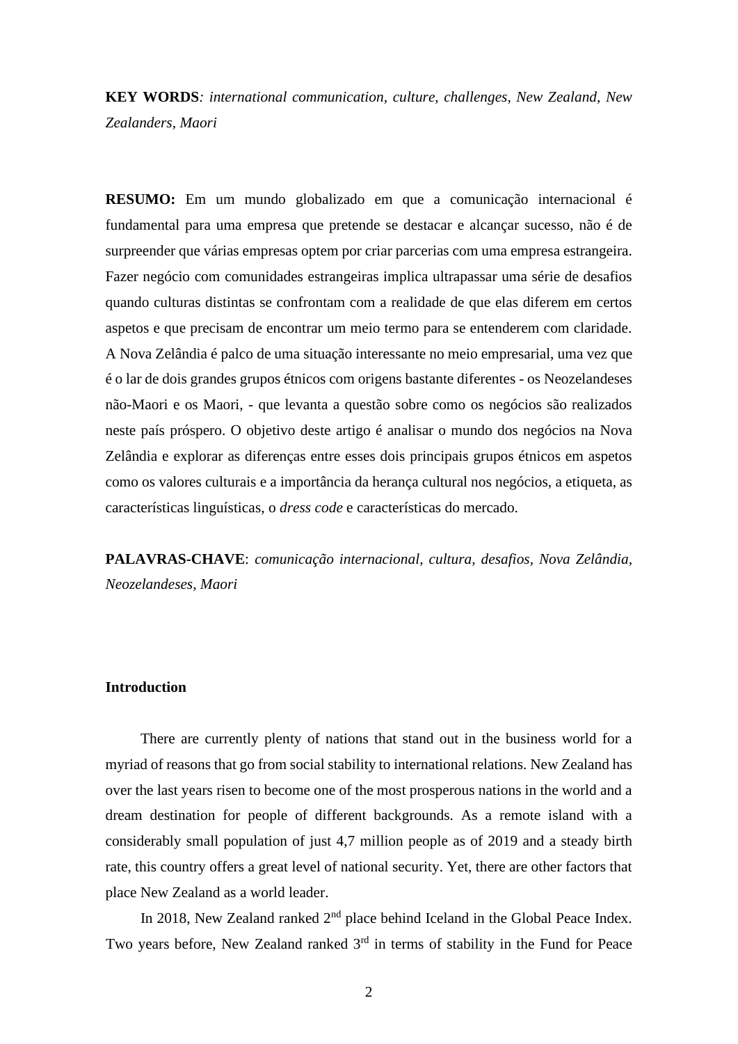**KEY WORDS***: international communication, culture, challenges, New Zealand, New Zealanders, Maori*

**RESUMO:** Em um mundo globalizado em que a comunicação internacional é fundamental para uma empresa que pretende se destacar e alcançar sucesso, não é de surpreender que várias empresas optem por criar parcerias com uma empresa estrangeira. Fazer negócio com comunidades estrangeiras implica ultrapassar uma série de desafios quando culturas distintas se confrontam com a realidade de que elas diferem em certos aspetos e que precisam de encontrar um meio termo para se entenderem com claridade. A Nova Zelândia é palco de uma situação interessante no meio empresarial, uma vez que é o lar de dois grandes grupos étnicos com origens bastante diferentes - os Neozelandeses não-Maori e os Maori, - que levanta a questão sobre como os negócios são realizados neste país próspero. O objetivo deste artigo é analisar o mundo dos negócios na Nova Zelândia e explorar as diferenças entre esses dois principais grupos étnicos em aspetos como os valores culturais e a importância da herança cultural nos negócios, a etiqueta, as características linguísticas, o *dress code* e características do mercado.

**PALAVRAS-CHAVE**: *comunicação internacional, cultura, desafios, Nova Zelândia, Neozelandeses, Maori*

## Introduction

There are currently plenty of nations that stand out in the business world for a myriad of reasons that go from social stability to international relations. New Zealand has over the last years risen to become one of the most prosperous nations in the world and a dream destination for people of different backgrounds. As a remote island with a considerably small population of just 4,7 million people as of 2019 and a steady birth rate, this country offers a great level of national security. Yet, there are other factors that place New Zealand as a world leader.

In 2018, New Zealand ranked 2nd place behind Iceland in the Global Peace Index. Two years before, New Zealand ranked 3rd in terms of stability in the Fund for Peace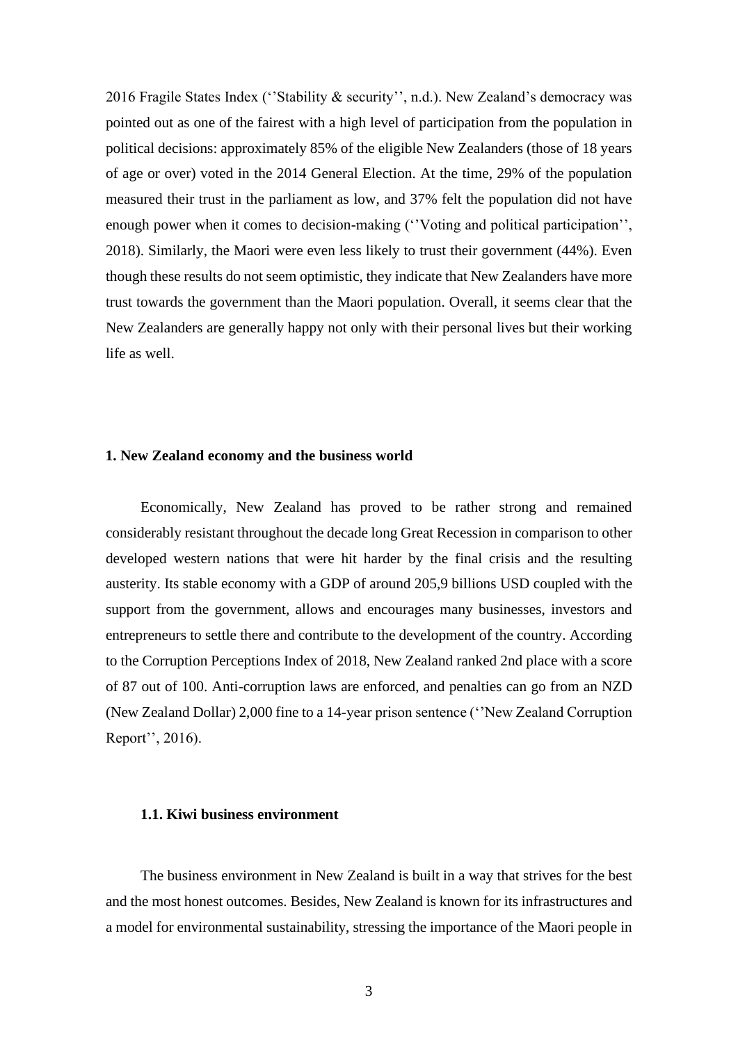2016 Fragile States Index (''Stability & security'', n.d.). New Zealand's democracy was pointed out as one of the fairest with a high level of participation from the population in political decisions: approximately 85% of the eligible New Zealanders (those of 18 years of age or over) voted in the 2014 General Election. At the time, 29% of the population measured their trust in the parliament as low, and 37% felt the population did not have enough power when it comes to decision-making (''Voting and political participation'', 2018). Similarly, the Maori were even less likely to trust their government (44%). Even though these results do not seem optimistic, they indicate that New Zealanders have more trust towards the government than the Maori population. Overall, it seems clear that the New Zealanders are generally happy not only with their personal lives but their working life as well.

## 1. New Zealand economy and the business world

Economically, New Zealand has proved to be rather strong and remained considerably resistant throughout the decade long Great Recession in comparison to other developed western nations that were hit harder by the final crisis and the resulting austerity. Its stable economy with a GDP of around 205,9 billions USD coupled with the support from the government, allows and encourages many businesses, investors and entrepreneurs to settle there and contribute to the development of the country. According to the Corruption Perceptions Index of 2018, New Zealand ranked 2nd place with a score of 87 out of 100. Anti-corruption laws are enforced, and penalties can go from an NZD (New Zealand Dollar) 2,000 fine to a 14-year prison sentence (''New Zealand Corruption Report'', 2016).

### 1.1. Kiwi business environment

The business environment in New Zealand is built in a way that strives for the best and the most honest outcomes. Besides, New Zealand is known for its infrastructures and a model for environmental sustainability, stressing the importance of the Maori people in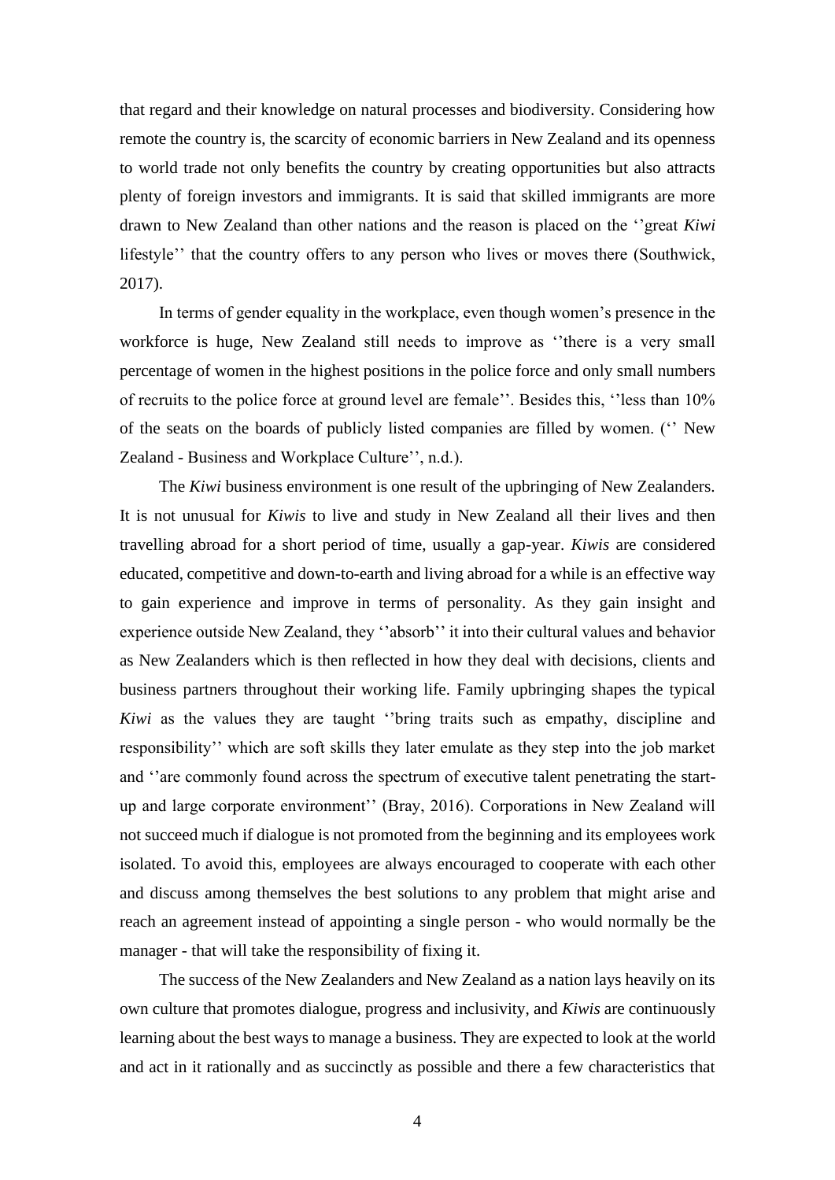that regard and their knowledge on natural processes and biodiversity. Considering how remote the country is, the scarcity of economic barriers in New Zealand and its openness to world trade not only benefits the country by creating opportunities but also attracts plenty of foreign investors and immigrants. It is said that skilled immigrants are more drawn to New Zealand than other nations and the reason is placed on the ''great *Kiwi* lifestyle'' that the country offers to any person who lives or moves there (Southwick, 2017).

In terms of gender equality in the workplace, even though women's presence in the workforce is huge, New Zealand still needs to improve as ''there is a very small percentage of women in the highest positions in the police force and only small numbers of recruits to the police force at ground level are female''. Besides this, ''less than 10% of the seats on the boards of publicly listed companies are filled by women. ('' New Zealand - Business and Workplace Culture'', n.d.).

The *Kiwi* business environment is one result of the upbringing of New Zealanders. It is not unusual for *Kiwis* to live and study in New Zealand all their lives and then travelling abroad for a short period of time, usually a gap-year. *Kiwis* are considered educated, competitive and down-to-earth and living abroad for a while is an effective way to gain experience and improve in terms of personality. As they gain insight and experience outside New Zealand, they ''absorb'' it into their cultural values and behavior as New Zealanders which is then reflected in how they deal with decisions, clients and business partners throughout their working life. Family upbringing shapes the typical *Kiwi* as the values they are taught ''bring traits such as empathy, discipline and responsibility'' which are soft skills they later emulate as they step into the job market and ''are commonly found across the spectrum of executive talent penetrating the start-up and large corporate environment'' (Bray, 2016). Corporations in New Zealand will not succeed much if dialogue is not promoted from the beginning and its employees work isolated. To avoid this, employees are always encouraged to cooperate with each other and discuss among themselves the best solutions to any problem that might arise and reach an agreement instead of appointing a single person - who would normally be the manager - that will take the responsibility of fixing it.

The success of the New Zealanders and New Zealand as a nation lays heavily on its own culture that promotes dialogue, progress and inclusivity, and *Kiwis* are continuously learning about the best ways to manage a business. They are expected to look at the world and act in it rationally and as succinctly as possible and there a few characteristics that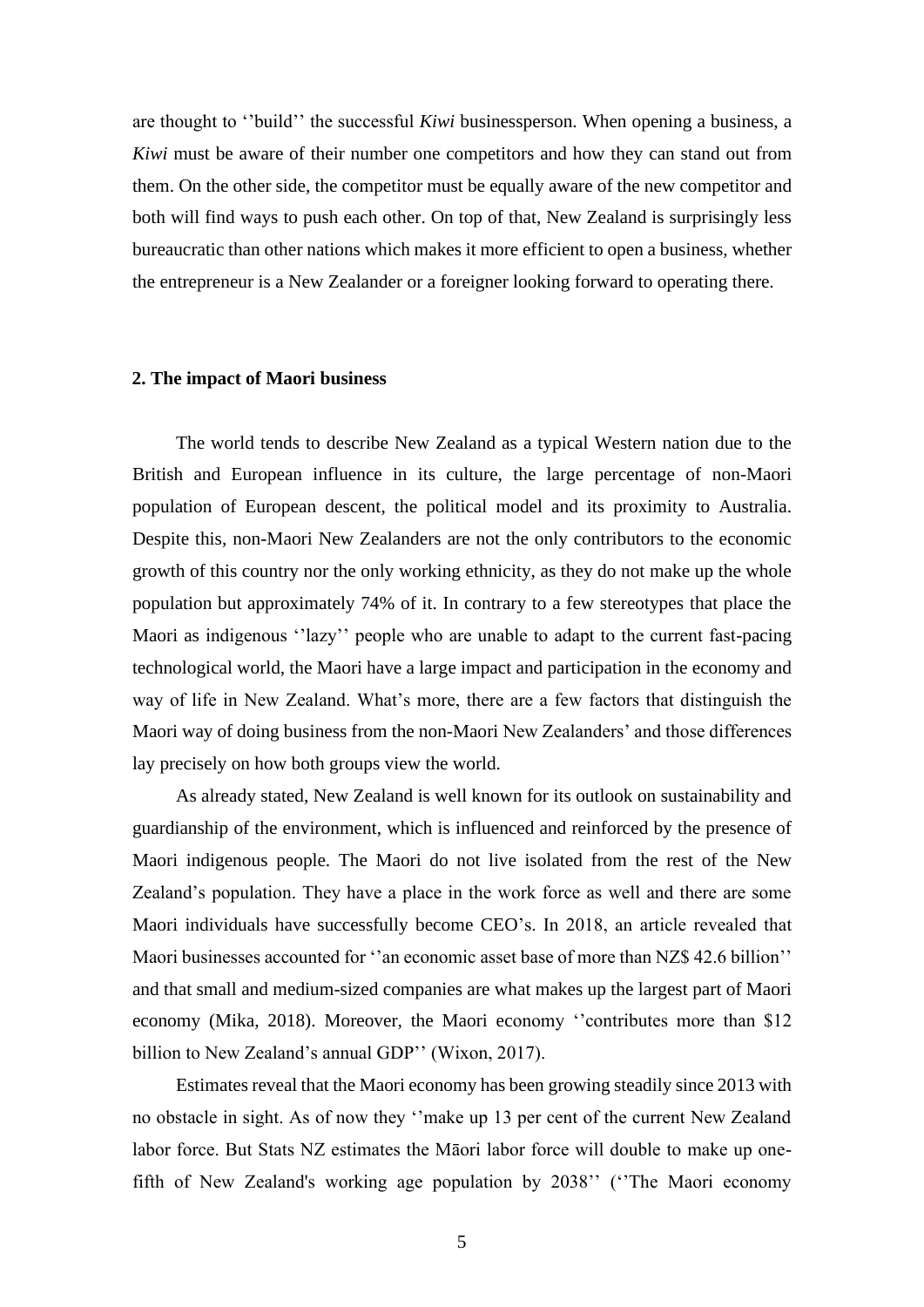are thought to ''build'' the successful *Kiwi* businessperson. When opening a business, a *Kiwi* must be aware of their number one competitors and how they can stand out from them. On the other side, the competitor must be equally aware of the new competitor and both will find ways to push each other. On top of that, New Zealand is surprisingly less bureaucratic than other nations which makes it more efficient to open a business, whether the entrepreneur is a New Zealander or a foreigner looking forward to operating there.

## 2. The impact of Maori business

The world tends to describe New Zealand as a typical Western nation due to the British and European influence in its culture, the large percentage of non-Maori population of European descent, the political model and its proximity to Australia. Despite this, non-Maori New Zealanders are not the only contributors to the economic growth of this country nor the only working ethnicity, as they do not make up the whole population but approximately 74% of it. In contrary to a few stereotypes that place the Maori as indigenous ''lazy'' people who are unable to adapt to the current fast-pacing technological world, the Maori have a large impact and participation in the economy and way of life in New Zealand. What's more, there are a few factors that distinguish the Maori way of doing business from the non-Maori New Zealanders' and those differences lay precisely on how both groups view the world.

As already stated, New Zealand is well known for its outlook on sustainability and guardianship of the environment, which is influenced and reinforced by the presence of Maori indigenous people. The Maori do not live isolated from the rest of the New Zealand's population. They have a place in the work force as well and there are some Maori individuals have successfully become CEO's. In 2018, an article revealed that Maori businesses accounted for ''an economic asset base of more than NZ$ 42.6 billion'' and that small and medium-sized companies are what makes up the largest part of Maori economy (Mika, 2018). Moreover, the Maori economy ''contributes more than $12 billion to New Zealand's annual GDP'' (Wixon, 2017).

Estimates reveal that the Maori economy has been growing steadily since 2013 with no obstacle in sight. As of now they ''make up 13 per cent of the current New Zealand labor force. But Stats NZ estimates the Māori labor force will double to make up one-fifth of New Zealand's working age population by 2038'' (''The Maori economy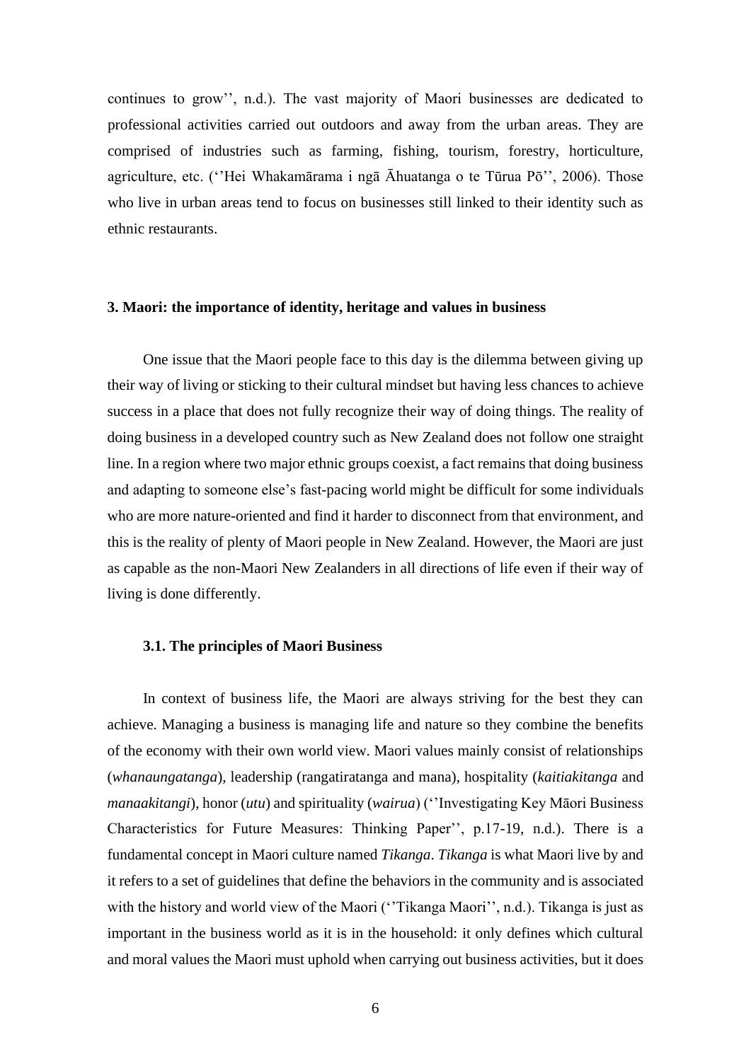continues to grow'', n.d.). The vast majority of Maori businesses are dedicated to professional activities carried out outdoors and away from the urban areas. They are comprised of industries such as farming, fishing, tourism, forestry, horticulture, agriculture, etc. (''Hei Whakamārama i ngā Āhuatanga o te Tūrua Pō'', 2006). Those who live in urban areas tend to focus on businesses still linked to their identity such as ethnic restaurants.

## 3. Maori: the importance of identity, heritage and values in business

One issue that the Maori people face to this day is the dilemma between giving up their way of living or sticking to their cultural mindset but having less chances to achieve success in a place that does not fully recognize their way of doing things. The reality of doing business in a developed country such as New Zealand does not follow one straight line. In a region where two major ethnic groups coexist, a fact remains that doing business and adapting to someone else's fast-pacing world might be difficult for some individuals who are more nature-oriented and find it harder to disconnect from that environment, and this is the reality of plenty of Maori people in New Zealand. However, the Maori are just as capable as the non-Maori New Zealanders in all directions of life even if their way of living is done differently.

### 3.1. The principles of Maori Business

In context of business life, the Maori are always striving for the best they can achieve. Managing a business is managing life and nature so they combine the benefits of the economy with their own world view. Maori values mainly consist of relationships (*whanaungatanga*), leadership (rangatiratanga and mana), hospitality (*kaitiakitanga* and *manaakitangi*), honor (*utu*) and spirituality (*wairua*) (''Investigating Key Māori Business Characteristics for Future Measures: Thinking Paper'', p.17-19, n.d.). There is a fundamental concept in Maori culture named *Tikanga*. *Tikanga* is what Maori live by and it refers to a set of guidelines that define the behaviors in the community and is associated with the history and world view of the Maori (''Tikanga Maori'', n.d.). Tikanga is just as important in the business world as it is in the household: it only defines which cultural and moral values the Maori must uphold when carrying out business activities, but it does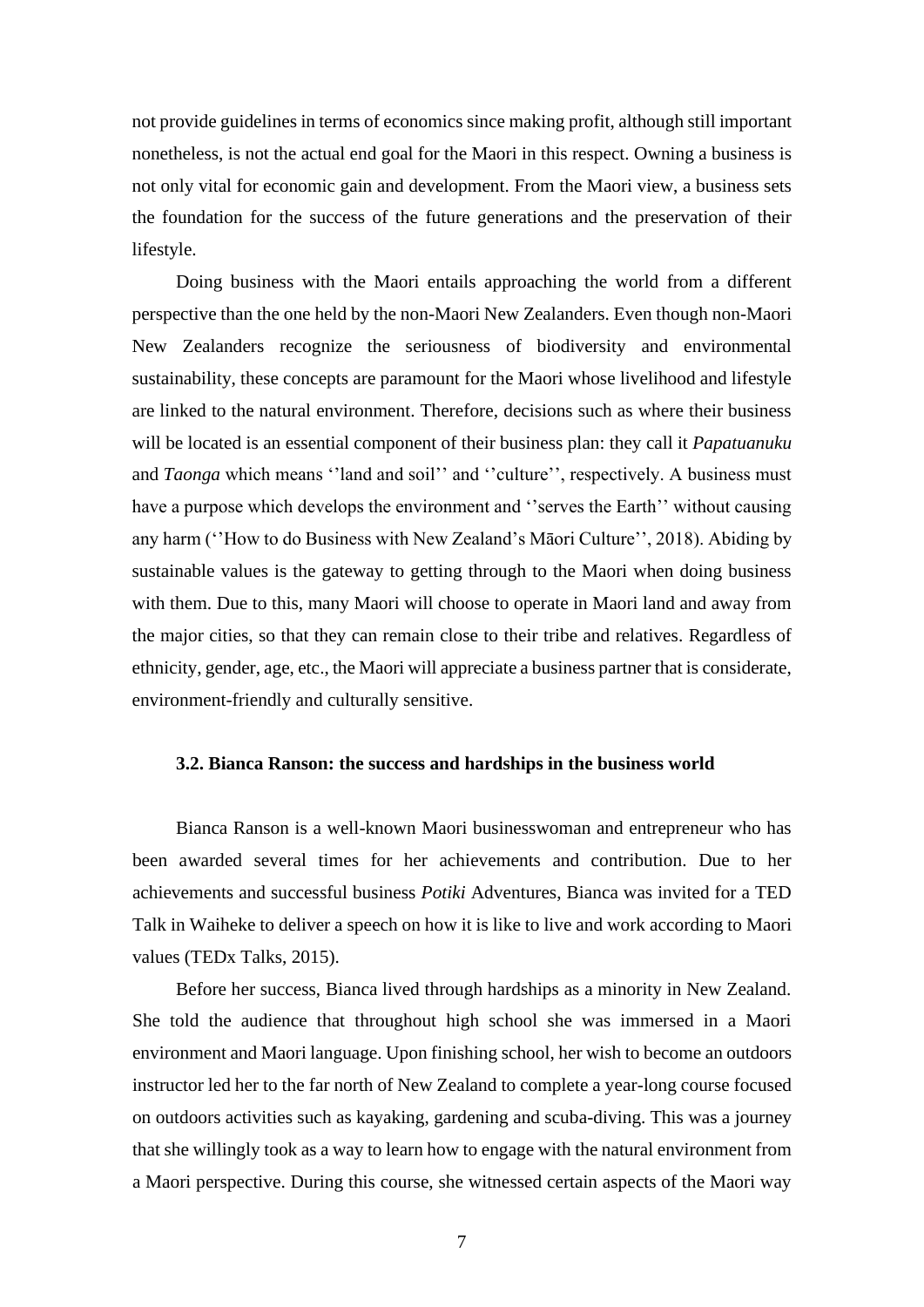not provide guidelines in terms of economics since making profit, although still important nonetheless, is not the actual end goal for the Maori in this respect. Owning a business is not only vital for economic gain and development. From the Maori view, a business sets the foundation for the success of the future generations and the preservation of their lifestyle.

Doing business with the Maori entails approaching the world from a different perspective than the one held by the non-Maori New Zealanders. Even though non-Maori New Zealanders recognize the seriousness of biodiversity and environmental sustainability, these concepts are paramount for the Maori whose livelihood and lifestyle are linked to the natural environment. Therefore, decisions such as where their business will be located is an essential component of their business plan: they call it *Papatuanuku* and *Taonga* which means ''land and soil'' and ''culture'', respectively. A business must have a purpose which develops the environment and ''serves the Earth'' without causing any harm (''How to do Business with New Zealand's Māori Culture'', 2018). Abiding by sustainable values is the gateway to getting through to the Maori when doing business with them. Due to this, many Maori will choose to operate in Maori land and away from the major cities, so that they can remain close to their tribe and relatives. Regardless of ethnicity, gender, age, etc., the Maori will appreciate a business partner that is considerate, environment-friendly and culturally sensitive.

### 3.2. Bianca Ranson: the success and hardships in the business world

Bianca Ranson is a well-known Maori businesswoman and entrepreneur who has been awarded several times for her achievements and contribution. Due to her achievements and successful business *Potiki* Adventures, Bianca was invited for a TED Talk in Waiheke to deliver a speech on how it is like to live and work according to Maori values (TEDx Talks, 2015).

Before her success, Bianca lived through hardships as a minority in New Zealand. She told the audience that throughout high school she was immersed in a Maori environment and Maori language. Upon finishing school, her wish to become an outdoors instructor led her to the far north of New Zealand to complete a year-long course focused on outdoors activities such as kayaking, gardening and scuba-diving. This was a journey that she willingly took as a way to learn how to engage with the natural environment from a Maori perspective. During this course, she witnessed certain aspects of the Maori way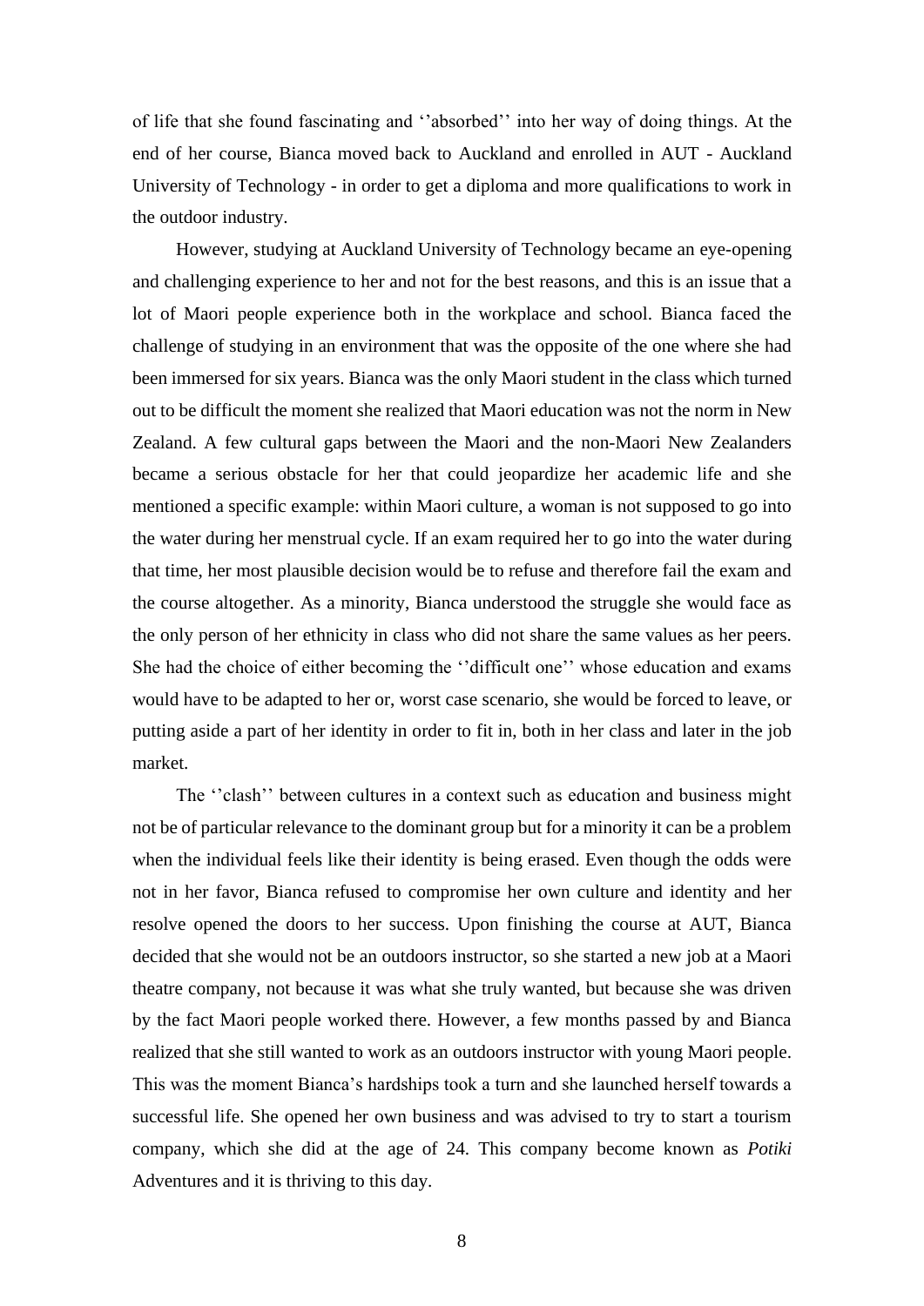of life that she found fascinating and ''absorbed'' into her way of doing things. At the end of her course, Bianca moved back to Auckland and enrolled in AUT - Auckland University of Technology - in order to get a diploma and more qualifications to work in the outdoor industry.

However, studying at Auckland University of Technology became an eye-opening and challenging experience to her and not for the best reasons, and this is an issue that a lot of Maori people experience both in the workplace and school. Bianca faced the challenge of studying in an environment that was the opposite of the one where she had been immersed for six years. Bianca was the only Maori student in the class which turned out to be difficult the moment she realized that Maori education was not the norm in New Zealand. A few cultural gaps between the Maori and the non-Maori New Zealanders became a serious obstacle for her that could jeopardize her academic life and she mentioned a specific example: within Maori culture, a woman is not supposed to go into the water during her menstrual cycle. If an exam required her to go into the water during that time, her most plausible decision would be to refuse and therefore fail the exam and the course altogether. As a minority, Bianca understood the struggle she would face as the only person of her ethnicity in class who did not share the same values as her peers. She had the choice of either becoming the ''difficult one'' whose education and exams would have to be adapted to her or, worst case scenario, she would be forced to leave, or putting aside a part of her identity in order to fit in, both in her class and later in the job market.

The ''clash'' between cultures in a context such as education and business might not be of particular relevance to the dominant group but for a minority it can be a problem when the individual feels like their identity is being erased. Even though the odds were not in her favor, Bianca refused to compromise her own culture and identity and her resolve opened the doors to her success. Upon finishing the course at AUT, Bianca decided that she would not be an outdoors instructor, so she started a new job at a Maori theatre company, not because it was what she truly wanted, but because she was driven by the fact Maori people worked there. However, a few months passed by and Bianca realized that she still wanted to work as an outdoors instructor with young Maori people. This was the moment Bianca's hardships took a turn and she launched herself towards a successful life. She opened her own business and was advised to try to start a tourism company, which she did at the age of 24. This company become known as *Potiki* Adventures and it is thriving to this day.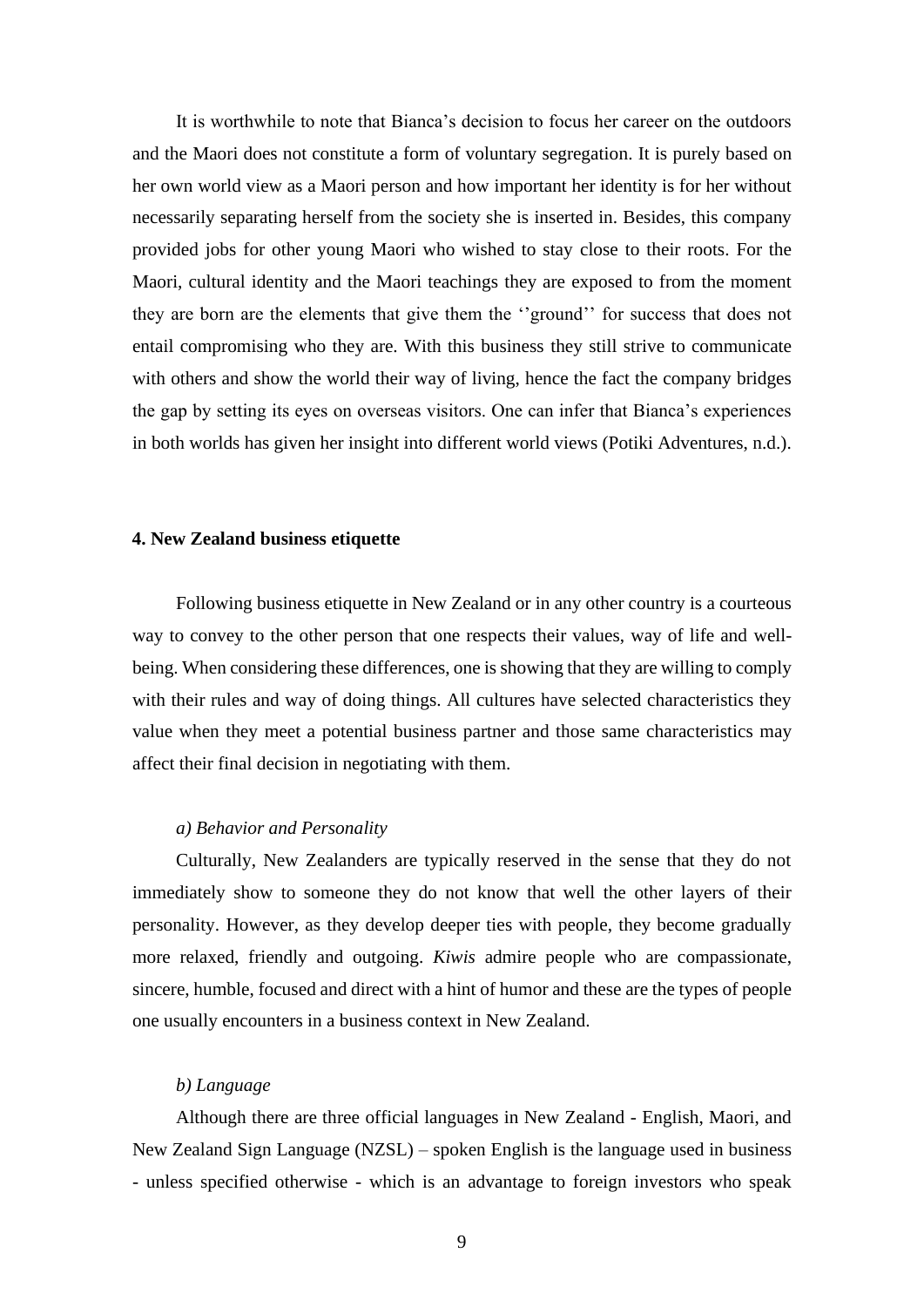It is worthwhile to note that Bianca's decision to focus her career on the outdoors and the Maori does not constitute a form of voluntary segregation. It is purely based on her own world view as a Maori person and how important her identity is for her without necessarily separating herself from the society she is inserted in. Besides, this company provided jobs for other young Maori who wished to stay close to their roots. For the Maori, cultural identity and the Maori teachings they are exposed to from the moment they are born are the elements that give them the ''ground'' for success that does not entail compromising who they are. With this business they still strive to communicate with others and show the world their way of living, hence the fact the company bridges the gap by setting its eyes on overseas visitors. One can infer that Bianca's experiences in both worlds has given her insight into different world views (Potiki Adventures, n.d.).

## 4. New Zealand business etiquette

Following business etiquette in New Zealand or in any other country is a courteous way to convey to the other person that one respects their values, way of life and well-being. When considering these differences, one is showing that they are willing to comply with their rules and way of doing things. All cultures have selected characteristics they value when they meet a potential business partner and those same characteristics may affect their final decision in negotiating with them.

### *a) Behavior and Personality*

Culturally, New Zealanders are typically reserved in the sense that they do not immediately show to someone they do not know that well the other layers of their personality. However, as they develop deeper ties with people, they become gradually more relaxed, friendly and outgoing. *Kiwis* admire people who are compassionate, sincere, humble, focused and direct with a hint of humor and these are the types of people one usually encounters in a business context in New Zealand.

### *b) Language*

Although there are three official languages in New Zealand - English, Maori, and New Zealand Sign Language (NZSL) – spoken English is the language used in business - unless specified otherwise - which is an advantage to foreign investors who speak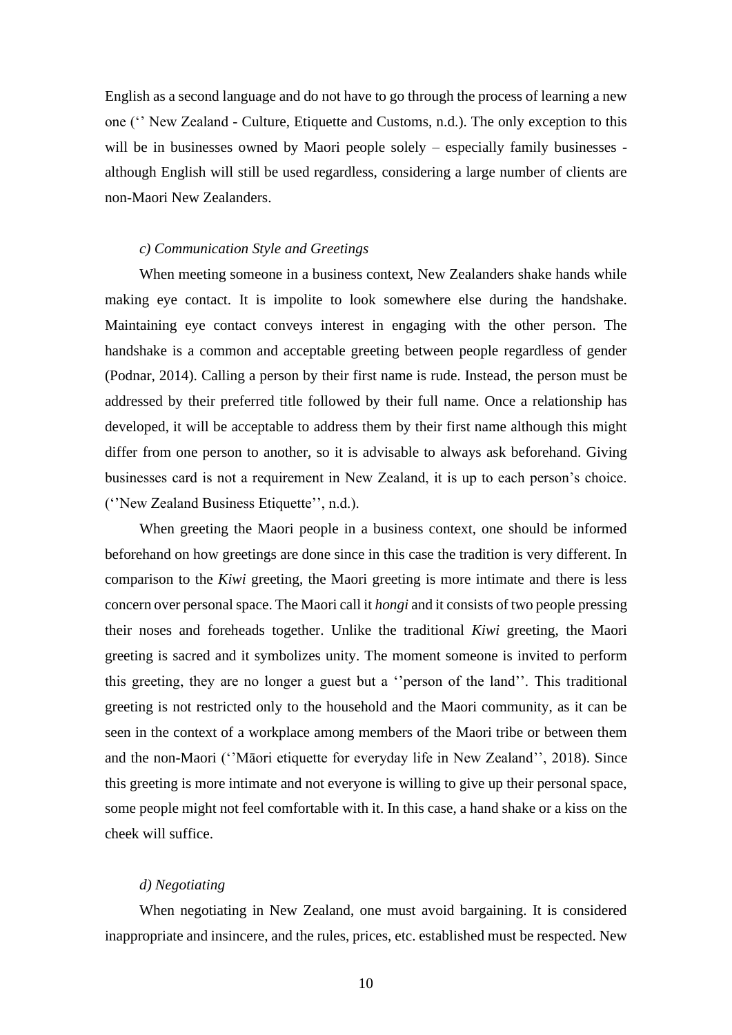English as a second language and do not have to go through the process of learning a new one ('' New Zealand - Culture, Etiquette and Customs, n.d.). The only exception to this will be in businesses owned by Maori people solely – especially family businesses - although English will still be used regardless, considering a large number of clients are non-Maori New Zealanders.

*c) Communication Style and Greetings*

When meeting someone in a business context, New Zealanders shake hands while making eye contact. It is impolite to look somewhere else during the handshake. Maintaining eye contact conveys interest in engaging with the other person. The handshake is a common and acceptable greeting between people regardless of gender (Podnar, 2014). Calling a person by their first name is rude. Instead, the person must be addressed by their preferred title followed by their full name. Once a relationship has developed, it will be acceptable to address them by their first name although this might differ from one person to another, so it is advisable to always ask beforehand. Giving businesses card is not a requirement in New Zealand, it is up to each person's choice. (''New Zealand Business Etiquette'', n.d.).

When greeting the Maori people in a business context, one should be informed beforehand on how greetings are done since in this case the tradition is very different. In comparison to the *Kiwi* greeting, the Maori greeting is more intimate and there is less concern over personal space. The Maori call it *hongi* and it consists of two people pressing their noses and foreheads together. Unlike the traditional *Kiwi* greeting, the Maori greeting is sacred and it symbolizes unity. The moment someone is invited to perform this greeting, they are no longer a guest but a ''person of the land''. This traditional greeting is not restricted only to the household and the Maori community, as it can be seen in the context of a workplace among members of the Maori tribe or between them and the non-Maori (''Māori etiquette for everyday life in New Zealand'', 2018). Since this greeting is more intimate and not everyone is willing to give up their personal space, some people might not feel comfortable with it. In this case, a hand shake or a kiss on the cheek will suffice.

*d) Negotiating*

When negotiating in New Zealand, one must avoid bargaining. It is considered inappropriate and insincere, and the rules, prices, etc. established must be respected. New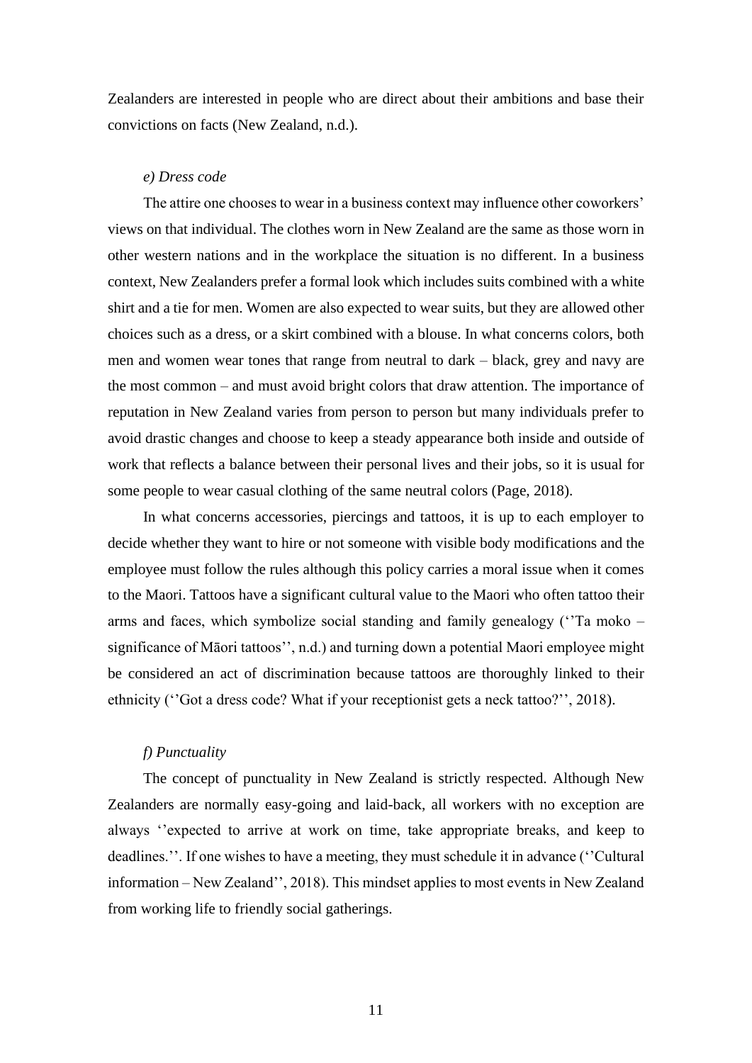Zealanders are interested in people who are direct about their ambitions and base their convictions on facts (New Zealand, n.d.).

*e) Dress code*

The attire one chooses to wear in a business context may influence other coworkers' views on that individual. The clothes worn in New Zealand are the same as those worn in other western nations and in the workplace the situation is no different. In a business context, New Zealanders prefer a formal look which includes suits combined with a white shirt and a tie for men. Women are also expected to wear suits, but they are allowed other choices such as a dress, or a skirt combined with a blouse. In what concerns colors, both men and women wear tones that range from neutral to dark – black, grey and navy are the most common – and must avoid bright colors that draw attention. The importance of reputation in New Zealand varies from person to person but many individuals prefer to avoid drastic changes and choose to keep a steady appearance both inside and outside of work that reflects a balance between their personal lives and their jobs, so it is usual for some people to wear casual clothing of the same neutral colors (Page, 2018).

In what concerns accessories, piercings and tattoos, it is up to each employer to decide whether they want to hire or not someone with visible body modifications and the employee must follow the rules although this policy carries a moral issue when it comes to the Maori. Tattoos have a significant cultural value to the Maori who often tattoo their arms and faces, which symbolize social standing and family genealogy (''Ta moko – significance of Māori tattoos'', n.d.) and turning down a potential Maori employee might be considered an act of discrimination because tattoos are thoroughly linked to their ethnicity (''Got a dress code? What if your receptionist gets a neck tattoo?'', 2018).

*f) Punctuality*

The concept of punctuality in New Zealand is strictly respected. Although New Zealanders are normally easy-going and laid-back, all workers with no exception are always ''expected to arrive at work on time, take appropriate breaks, and keep to deadlines.''. If one wishes to have a meeting, they must schedule it in advance (''Cultural information – New Zealand'', 2018). This mindset applies to most events in New Zealand from working life to friendly social gatherings.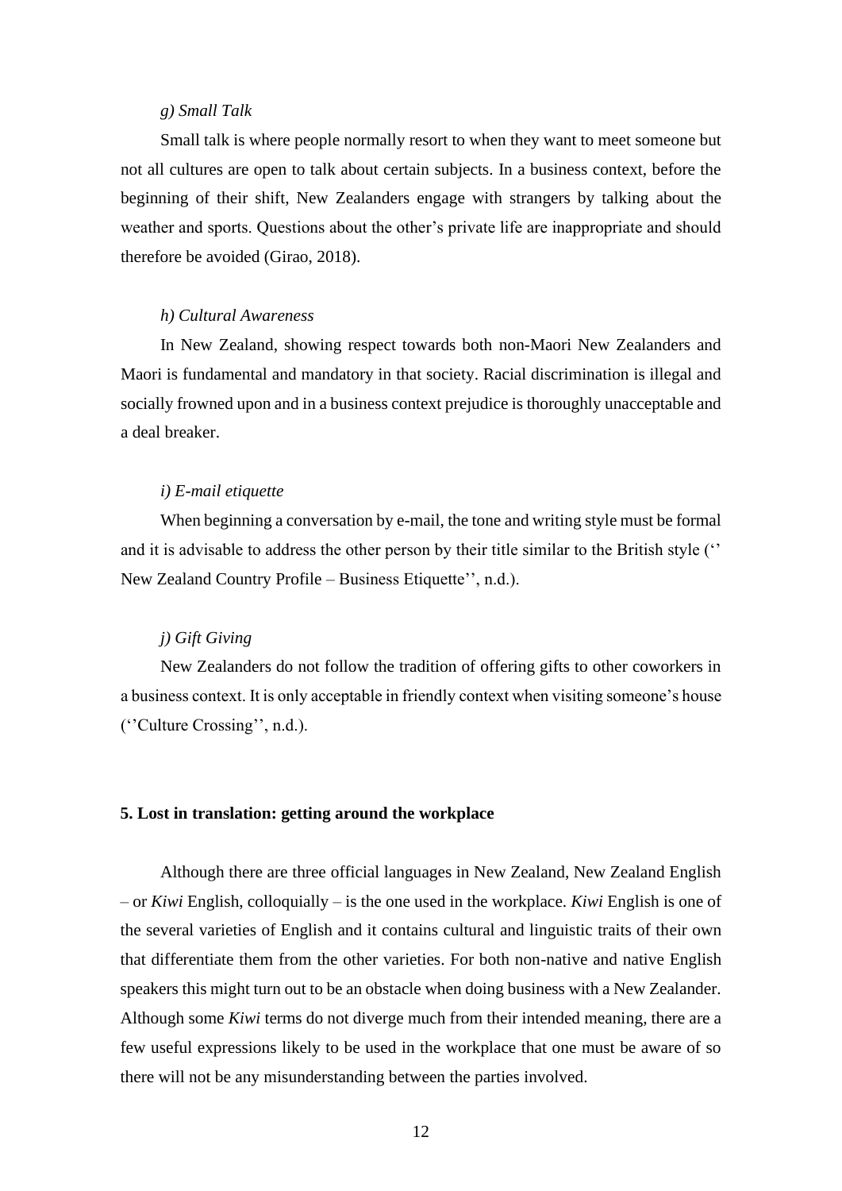*g) Small Talk*

Small talk is where people normally resort to when they want to meet someone but not all cultures are open to talk about certain subjects. In a business context, before the beginning of their shift, New Zealanders engage with strangers by talking about the weather and sports. Questions about the other's private life are inappropriate and should therefore be avoided (Girao, 2018).

*h) Cultural Awareness*

In New Zealand, showing respect towards both non-Maori New Zealanders and Maori is fundamental and mandatory in that society. Racial discrimination is illegal and socially frowned upon and in a business context prejudice is thoroughly unacceptable and a deal breaker.

*i) E-mail etiquette*

When beginning a conversation by e-mail, the tone and writing style must be formal and it is advisable to address the other person by their title similar to the British style (''New Zealand Country Profile – Business Etiquette'', n.d.).

*j) Gift Giving*

New Zealanders do not follow the tradition of offering gifts to other coworkers in a business context. It is only acceptable in friendly context when visiting someone's house (''Culture Crossing'', n.d.).

## 5. Lost in translation: getting around the workplace

Although there are three official languages in New Zealand, New Zealand English – or *Kiwi* English, colloquially – is the one used in the workplace. *Kiwi* English is one of the several varieties of English and it contains cultural and linguistic traits of their own that differentiate them from the other varieties. For both non-native and native English speakers this might turn out to be an obstacle when doing business with a New Zealander. Although some *Kiwi* terms do not diverge much from their intended meaning, there are a few useful expressions likely to be used in the workplace that one must be aware of so there will not be any misunderstanding between the parties involved.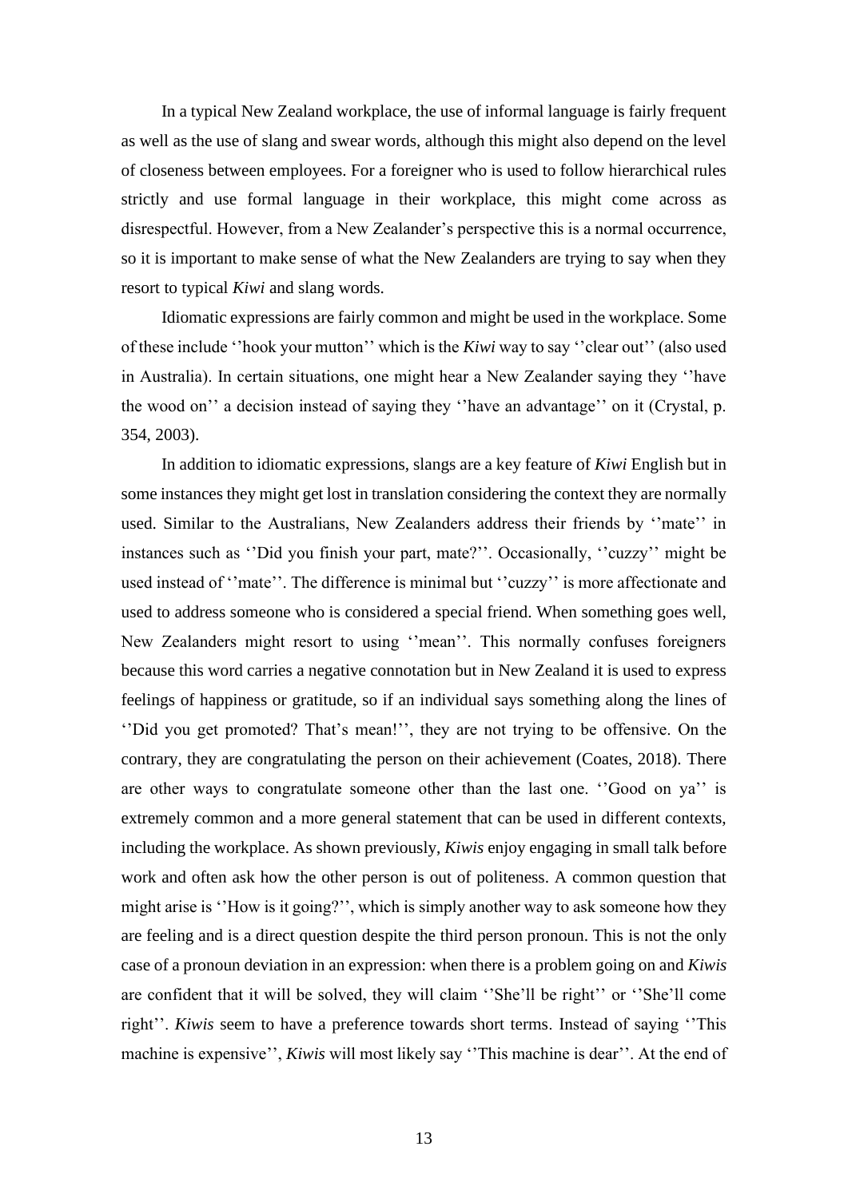In a typical New Zealand workplace, the use of informal language is fairly frequent as well as the use of slang and swear words, although this might also depend on the level of closeness between employees. For a foreigner who is used to follow hierarchical rules strictly and use formal language in their workplace, this might come across as disrespectful. However, from a New Zealander's perspective this is a normal occurrence, so it is important to make sense of what the New Zealanders are trying to say when they resort to typical *Kiwi* and slang words.

Idiomatic expressions are fairly common and might be used in the workplace. Some of these include ''hook your mutton'' which is the *Kiwi* way to say ''clear out'' (also used in Australia). In certain situations, one might hear a New Zealander saying they ''have the wood on'' a decision instead of saying they ''have an advantage'' on it (Crystal, p. 354, 2003).

In addition to idiomatic expressions, slangs are a key feature of *Kiwi* English but in some instances they might get lost in translation considering the context they are normally used. Similar to the Australians, New Zealanders address their friends by ''mate'' in instances such as ''Did you finish your part, mate?''. Occasionally, ''cuzzy'' might be used instead of ''mate''. The difference is minimal but ''cuzzy'' is more affectionate and used to address someone who is considered a special friend. When something goes well, New Zealanders might resort to using ''mean''. This normally confuses foreigners because this word carries a negative connotation but in New Zealand it is used to express feelings of happiness or gratitude, so if an individual says something along the lines of ''Did you get promoted? That's mean!'', they are not trying to be offensive. On the contrary, they are congratulating the person on their achievement (Coates, 2018). There are other ways to congratulate someone other than the last one. ''Good on ya'' is extremely common and a more general statement that can be used in different contexts, including the workplace. As shown previously, *Kiwis* enjoy engaging in small talk before work and often ask how the other person is out of politeness. A common question that might arise is ''How is it going?'', which is simply another way to ask someone how they are feeling and is a direct question despite the third person pronoun. This is not the only case of a pronoun deviation in an expression: when there is a problem going on and *Kiwis* are confident that it will be solved, they will claim ''She'll be right'' or ''She'll come right''. *Kiwis* seem to have a preference towards short terms. Instead of saying ''This machine is expensive'', *Kiwis* will most likely say ''This machine is dear''. At the end of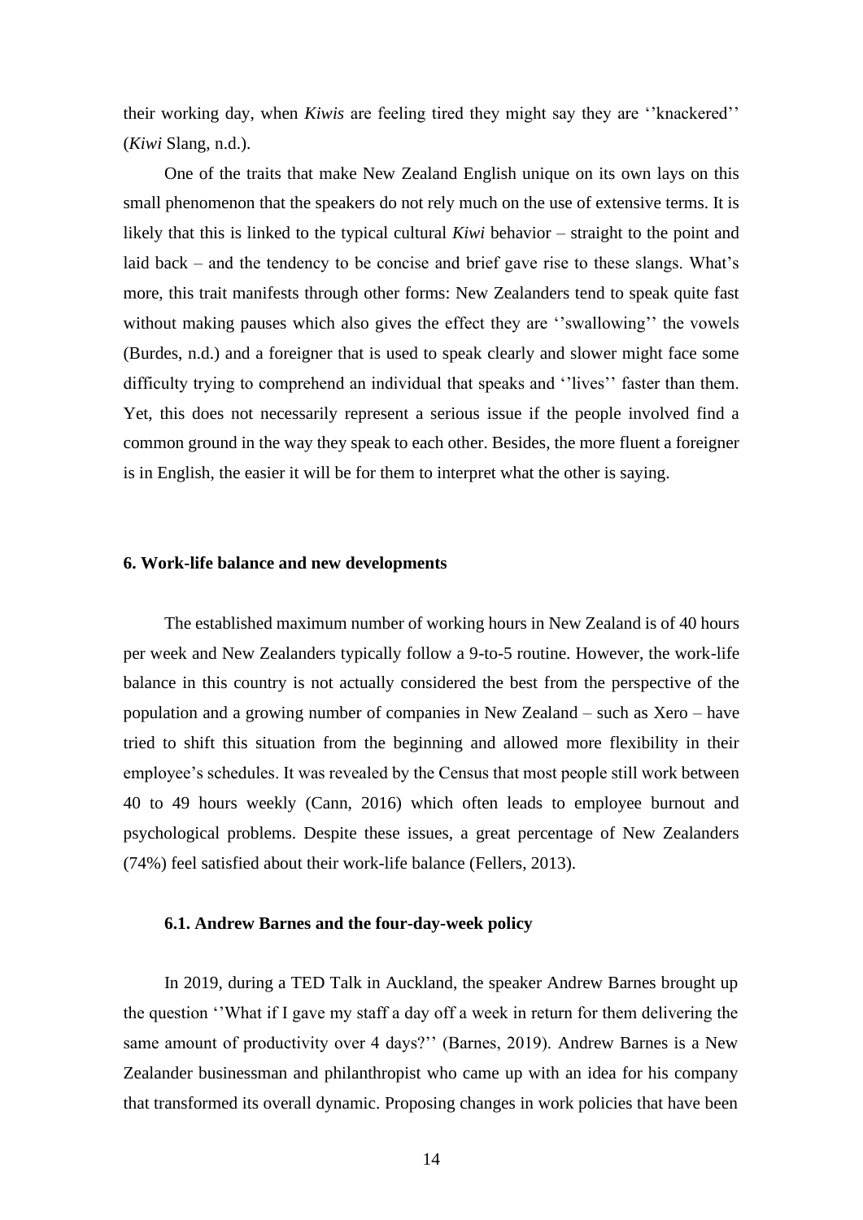their working day, when *Kiwis* are feeling tired they might say they are ''knackered'' (*Kiwi* Slang, n.d.).

One of the traits that make New Zealand English unique on its own lays on this small phenomenon that the speakers do not rely much on the use of extensive terms. It is likely that this is linked to the typical cultural *Kiwi* behavior – straight to the point and laid back – and the tendency to be concise and brief gave rise to these slangs. What's more, this trait manifests through other forms: New Zealanders tend to speak quite fast without making pauses which also gives the effect they are ''swallowing'' the vowels (Burdes, n.d.) and a foreigner that is used to speak clearly and slower might face some difficulty trying to comprehend an individual that speaks and ''lives'' faster than them. Yet, this does not necessarily represent a serious issue if the people involved find a common ground in the way they speak to each other. Besides, the more fluent a foreigner is in English, the easier it will be for them to interpret what the other is saying.

## 6. Work-life balance and new developments

The established maximum number of working hours in New Zealand is of 40 hours per week and New Zealanders typically follow a 9-to-5 routine. However, the work-life balance in this country is not actually considered the best from the perspective of the population and a growing number of companies in New Zealand – such as Xero – have tried to shift this situation from the beginning and allowed more flexibility in their employee's schedules. It was revealed by the Census that most people still work between 40 to 49 hours weekly (Cann, 2016) which often leads to employee burnout and psychological problems. Despite these issues, a great percentage of New Zealanders (74%) feel satisfied about their work-life balance (Fellers, 2013).

### 6.1. Andrew Barnes and the four-day-week policy

In 2019, during a TED Talk in Auckland, the speaker Andrew Barnes brought up the question ''What if I gave my staff a day off a week in return for them delivering the same amount of productivity over 4 days?'' (Barnes, 2019). Andrew Barnes is a New Zealander businessman and philanthropist who came up with an idea for his company that transformed its overall dynamic. Proposing changes in work policies that have been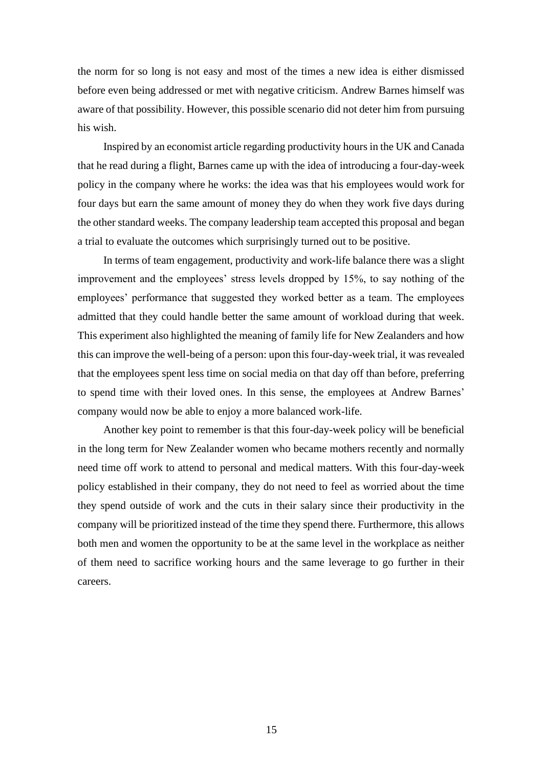the norm for so long is not easy and most of the times a new idea is either dismissed before even being addressed or met with negative criticism. Andrew Barnes himself was aware of that possibility. However, this possible scenario did not deter him from pursuing his wish.

Inspired by an economist article regarding productivity hours in the UK and Canada that he read during a flight, Barnes came up with the idea of introducing a four-day-week policy in the company where he works: the idea was that his employees would work for four days but earn the same amount of money they do when they work five days during the other standard weeks. The company leadership team accepted this proposal and began a trial to evaluate the outcomes which surprisingly turned out to be positive.

In terms of team engagement, productivity and work-life balance there was a slight improvement and the employees' stress levels dropped by 15%, to say nothing of the employees' performance that suggested they worked better as a team. The employees admitted that they could handle better the same amount of workload during that week. This experiment also highlighted the meaning of family life for New Zealanders and how this can improve the well-being of a person: upon this four-day-week trial, it was revealed that the employees spent less time on social media on that day off than before, preferring to spend time with their loved ones. In this sense, the employees at Andrew Barnes' company would now be able to enjoy a more balanced work-life.

Another key point to remember is that this four-day-week policy will be beneficial in the long term for New Zealander women who became mothers recently and normally need time off work to attend to personal and medical matters. With this four-day-week policy established in their company, they do not need to feel as worried about the time they spend outside of work and the cuts in their salary since their productivity in the company will be prioritized instead of the time they spend there. Furthermore, this allows both men and women the opportunity to be at the same level in the workplace as neither of them need to sacrifice working hours and the same leverage to go further in their careers.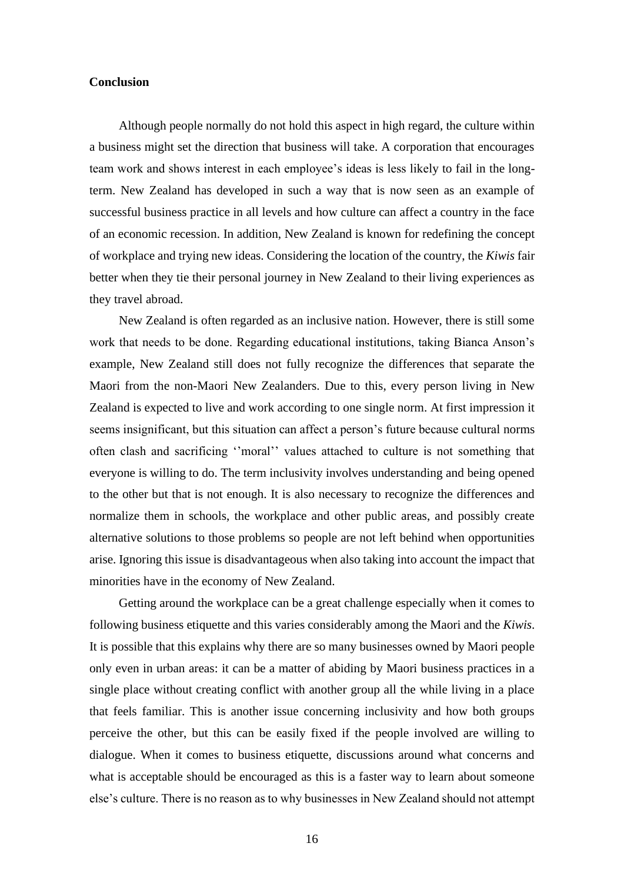**Conclusion**

Although people normally do not hold this aspect in high regard, the culture within a business might set the direction that business will take. A corporation that encourages team work and shows interest in each employee's ideas is less likely to fail in the long-term. New Zealand has developed in such a way that is now seen as an example of successful business practice in all levels and how culture can affect a country in the face of an economic recession. In addition, New Zealand is known for redefining the concept of workplace and trying new ideas. Considering the location of the country, the *Kiwis* fair better when they tie their personal journey in New Zealand to their living experiences as they travel abroad.

New Zealand is often regarded as an inclusive nation. However, there is still some work that needs to be done. Regarding educational institutions, taking Bianca Anson's example, New Zealand still does not fully recognize the differences that separate the Maori from the non-Maori New Zealanders. Due to this, every person living in New Zealand is expected to live and work according to one single norm. At first impression it seems insignificant, but this situation can affect a person's future because cultural norms often clash and sacrificing ''moral'' values attached to culture is not something that everyone is willing to do. The term inclusivity involves understanding and being opened to the other but that is not enough. It is also necessary to recognize the differences and normalize them in schools, the workplace and other public areas, and possibly create alternative solutions to those problems so people are not left behind when opportunities arise. Ignoring this issue is disadvantageous when also taking into account the impact that minorities have in the economy of New Zealand.

Getting around the workplace can be a great challenge especially when it comes to following business etiquette and this varies considerably among the Maori and the *Kiwis*. It is possible that this explains why there are so many businesses owned by Maori people only even in urban areas: it can be a matter of abiding by Maori business practices in a single place without creating conflict with another group all the while living in a place that feels familiar. This is another issue concerning inclusivity and how both groups perceive the other, but this can be easily fixed if the people involved are willing to dialogue. When it comes to business etiquette, discussions around what concerns and what is acceptable should be encouraged as this is a faster way to learn about someone else's culture. There is no reason as to why businesses in New Zealand should not attempt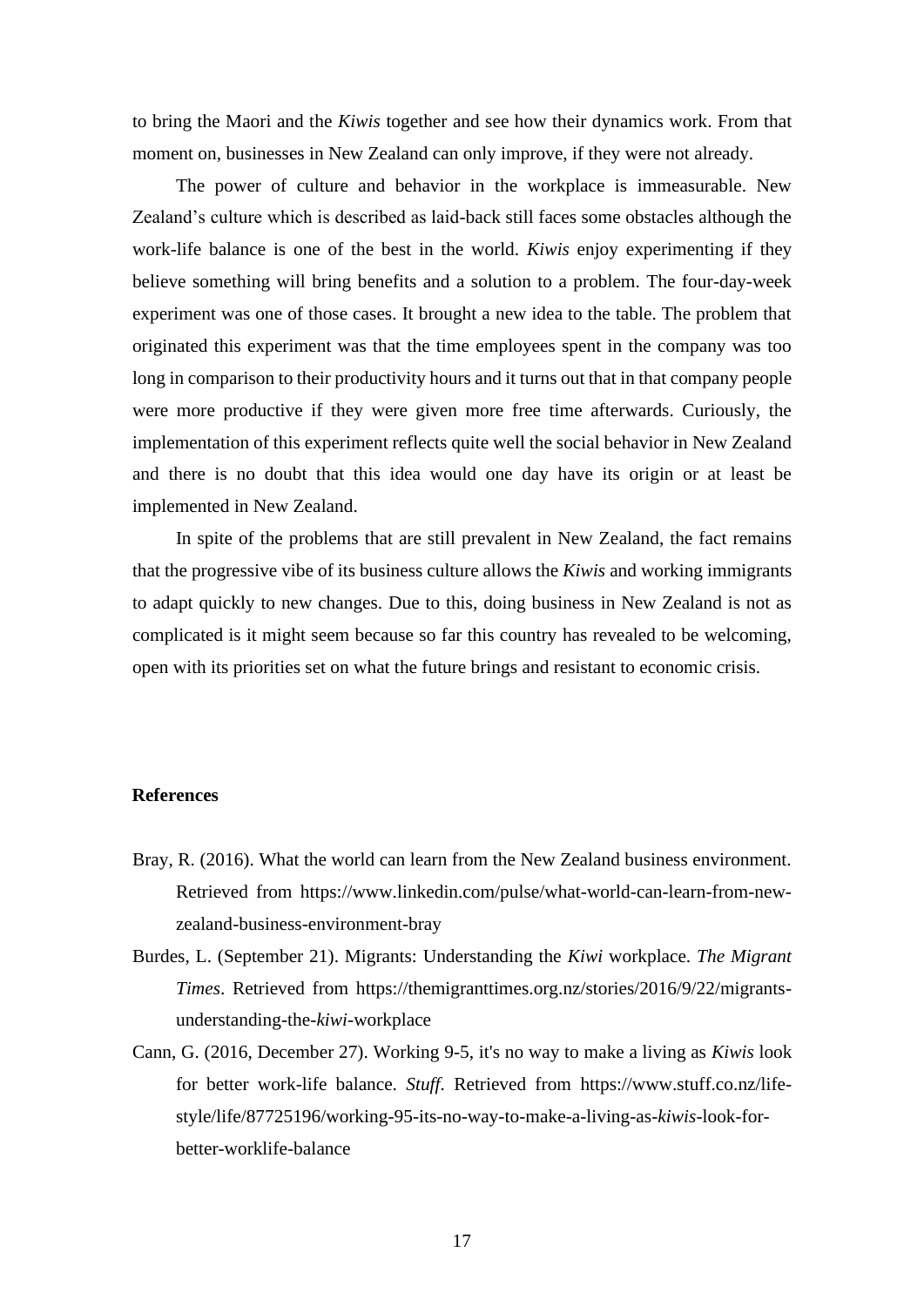to bring the Maori and the *Kiwis* together and see how their dynamics work. From that moment on, businesses in New Zealand can only improve, if they were not already.

The power of culture and behavior in the workplace is immeasurable. New Zealand's culture which is described as laid-back still faces some obstacles although the work-life balance is one of the best in the world. *Kiwis* enjoy experimenting if they believe something will bring benefits and a solution to a problem. The four-day-week experiment was one of those cases. It brought a new idea to the table. The problem that originated this experiment was that the time employees spent in the company was too long in comparison to their productivity hours and it turns out that in that company people were more productive if they were given more free time afterwards. Curiously, the implementation of this experiment reflects quite well the social behavior in New Zealand and there is no doubt that this idea would one day have its origin or at least be implemented in New Zealand.

In spite of the problems that are still prevalent in New Zealand, the fact remains that the progressive vibe of its business culture allows the *Kiwis* and working immigrants to adapt quickly to new changes. Due to this, doing business in New Zealand is not as complicated is it might seem because so far this country has revealed to be welcoming, open with its priorities set on what the future brings and resistant to economic crisis.

**References**

Bray, R. (2016). What the world can learn from the New Zealand business environment. Retrieved from https://www.linkedin.com/pulse/what-world-can-learn-from-new-zealand-business-environment-bray

Burdes, L. (September 21). Migrants: Understanding the *Kiwi* workplace. *The Migrant Times*. Retrieved from https://themigranttimes.org.nz/stories/2016/9/22/migrants-understanding-the-*kiwi*-workplace

Cann, G. (2016, December 27). Working 9-5, it's no way to make a living as *Kiwis* look for better work-life balance. *Stuff*. Retrieved from https://www.stuff.co.nz/life-style/life/87725196/working-95-its-no-way-to-make-a-living-as-*kiwis*-look-for-better-worklife-balance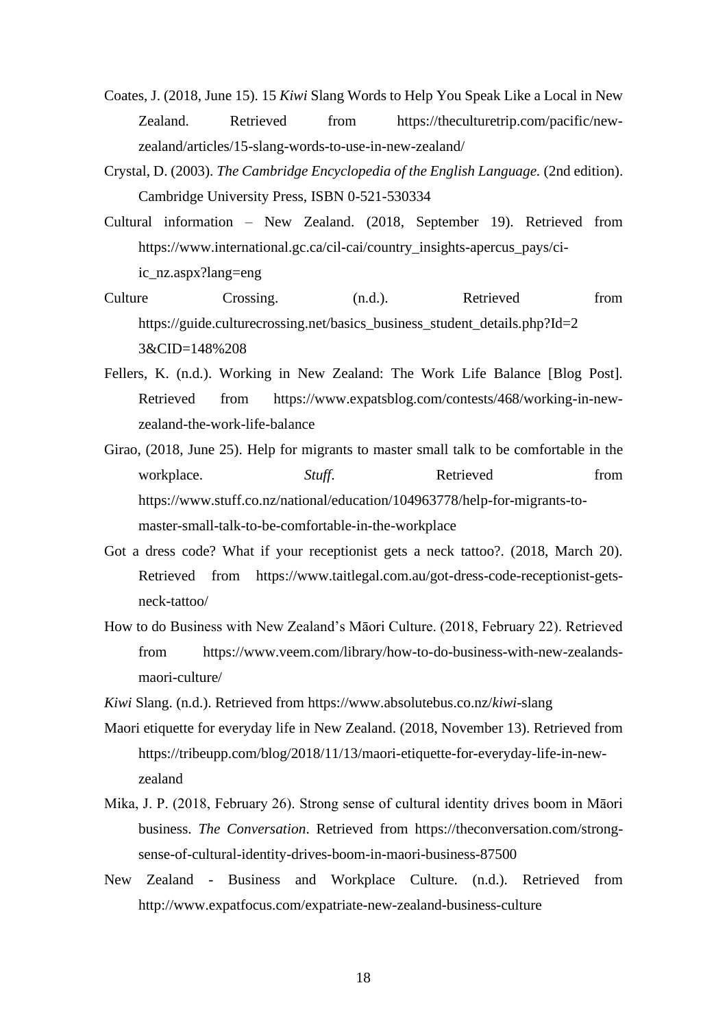Coates, J. (2018, June 15). 15 *Kiwi* Slang Words to Help You Speak Like a Local in New Zealand. Retrieved from https://theculturetrip.com/pacific/new-zealand/articles/15-slang-words-to-use-in-new-zealand/

Crystal, D. (2003). *The Cambridge Encyclopedia of the English Language.* (2nd edition). Cambridge University Press, ISBN 0-521-530334

Cultural information – New Zealand. (2018, September 19). Retrieved from https://www.international.gc.ca/cil-cai/country_insights-apercus_pays/ci-ic_nz.aspx?lang=eng

Culture Crossing. (n.d.). Retrieved from https://guide.culturecrossing.net/basics_business_student_details.php?Id=23&CID=148%208

Fellers, K. (n.d.). Working in New Zealand: The Work Life Balance [Blog Post]. Retrieved from https://www.expatsblog.com/contests/468/working-in-new-zealand-the-work-life-balance

Girao, (2018, June 25). Help for migrants to master small talk to be comfortable in the workplace. *Stuff*. Retrieved from https://www.stuff.co.nz/national/education/104963778/help-for-migrants-to-master-small-talk-to-be-comfortable-in-the-workplace

Got a dress code? What if your receptionist gets a neck tattoo?. (2018, March 20). Retrieved from https://www.taitlegal.com.au/got-dress-code-receptionist-gets-neck-tattoo/

How to do Business with New Zealand's Māori Culture. (2018, February 22). Retrieved from https://www.veem.com/library/how-to-do-business-with-new-zealands-maori-culture/

*Kiwi* Slang. (n.d.). Retrieved from https://www.absolutebus.co.nz/*kiwi*-slang

Maori etiquette for everyday life in New Zealand. (2018, November 13). Retrieved from https://tribeupp.com/blog/2018/11/13/maori-etiquette-for-everyday-life-in-new-zealand

Mika, J. P. (2018, February 26). Strong sense of cultural identity drives boom in Māori business. *The Conversation*. Retrieved from https://theconversation.com/strong-sense-of-cultural-identity-drives-boom-in-maori-business-87500

New Zealand - Business and Workplace Culture. (n.d.). Retrieved from http://www.expatfocus.com/expatriate-new-zealand-business-culture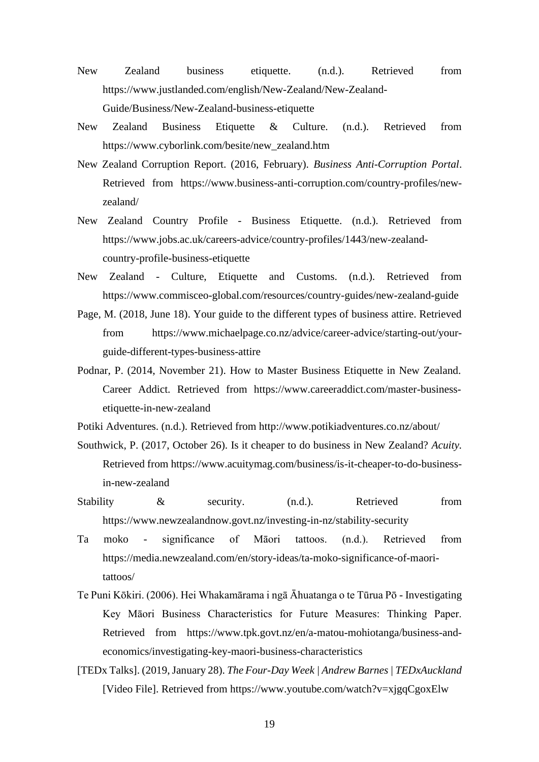New Zealand business etiquette. (n.d.). Retrieved from https://www.justlanded.com/english/New-Zealand/New-Zealand-Guide/Business/New-Zealand-business-etiquette

New Zealand Business Etiquette & Culture. (n.d.). Retrieved from https://www.cyborlink.com/besite/new_zealand.htm

New Zealand Corruption Report. (2016, February). *Business Anti-Corruption Portal*. Retrieved from https://www.business-anti-corruption.com/country-profiles/new-zealand/

New Zealand Country Profile - Business Etiquette. (n.d.). Retrieved from https://www.jobs.ac.uk/careers-advice/country-profiles/1443/new-zealand-country-profile-business-etiquette

New Zealand - Culture, Etiquette and Customs. (n.d.). Retrieved from https://www.commisceo-global.com/resources/country-guides/new-zealand-guide

Page, M. (2018, June 18). Your guide to the different types of business attire. Retrieved from https://www.michaelpage.co.nz/advice/career-advice/starting-out/your-guide-different-types-business-attire

Podnar, P. (2014, November 21). How to Master Business Etiquette in New Zealand. Career Addict. Retrieved from https://www.careeraddict.com/master-business-etiquette-in-new-zealand

Potiki Adventures. (n.d.). Retrieved from http://www.potikiadventures.co.nz/about/

Southwick, P. (2017, October 26). Is it cheaper to do business in New Zealand? *Acuity*. Retrieved from https://www.acuitymag.com/business/is-it-cheaper-to-do-business-in-new-zealand

Stability & security. (n.d.). Retrieved from https://www.newzealandnow.govt.nz/investing-in-nz/stability-security

Ta moko - significance of Māori tattoos. (n.d.). Retrieved from https://media.newzealand.com/en/story-ideas/ta-moko-significance-of-maori-tattoos/

Te Puni Kōkiri. (2006). Hei Whakamārama i ngā Āhuatanga o te Tūrua Pō - Investigating Key Māori Business Characteristics for Future Measures: Thinking Paper. Retrieved from https://www.tpk.govt.nz/en/a-matou-mohiotanga/business-and-economics/investigating-key-maori-business-characteristics

[TEDx Talks]. (2019, January 28). *The Four-Day Week | Andrew Barnes | TEDxAuckland* [Video File]. Retrieved from https://www.youtube.com/watch?v=xjgqCgoxElw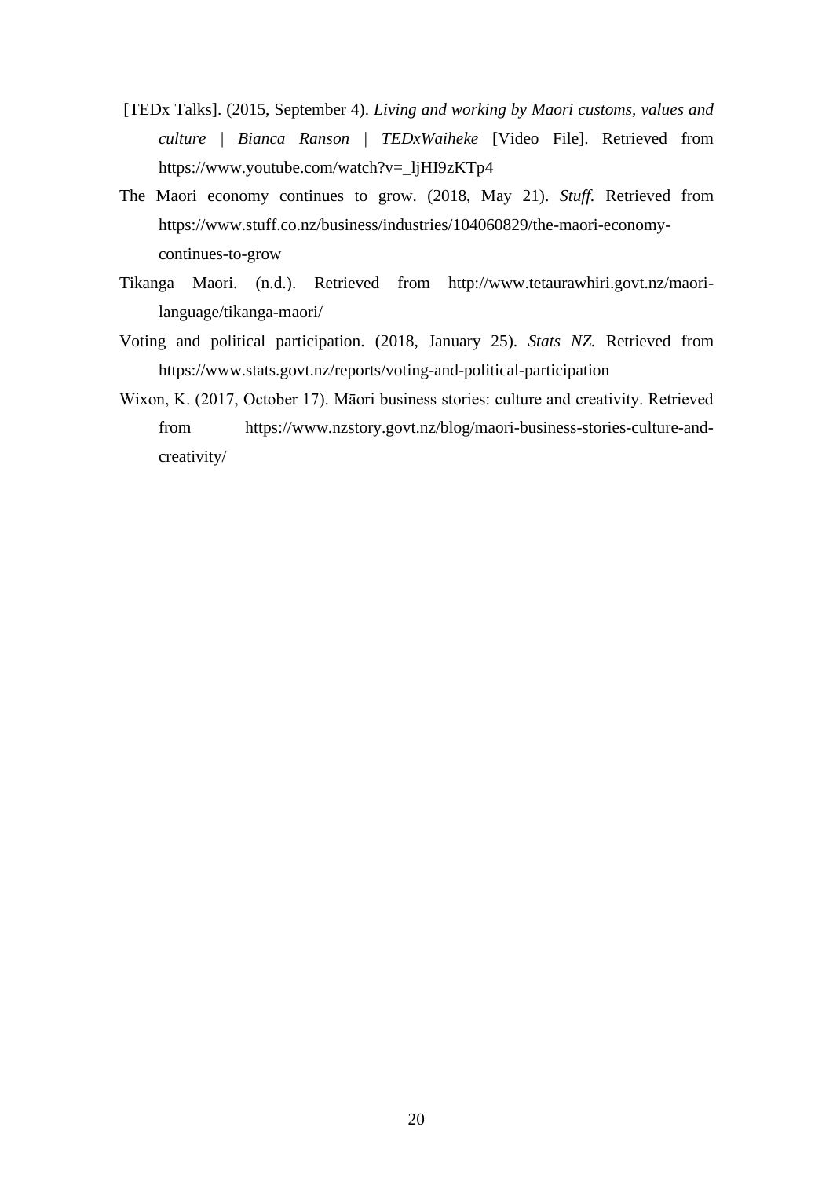[TEDx Talks]. (2015, September 4). *Living and working by Maori customs, values and culture | Bianca Ranson | TEDxWaiheke* [Video File]. Retrieved from https://www.youtube.com/watch?v=_ljHI9zKTp4

The Maori economy continues to grow. (2018, May 21). *Stuff.* Retrieved from https://www.stuff.co.nz/business/industries/104060829/the-maori-economy-continues-to-grow

Tikanga Maori. (n.d.). Retrieved from http://www.tetaurawhiri.govt.nz/maori-language/tikanga-maori/

Voting and political participation. (2018, January 25). *Stats NZ.* Retrieved from https://www.stats.govt.nz/reports/voting-and-political-participation

Wixon, K. (2017, October 17). Māori business stories: culture and creativity. Retrieved from https://www.nzstory.govt.nz/blog/maori-business-stories-culture-and-creativity/